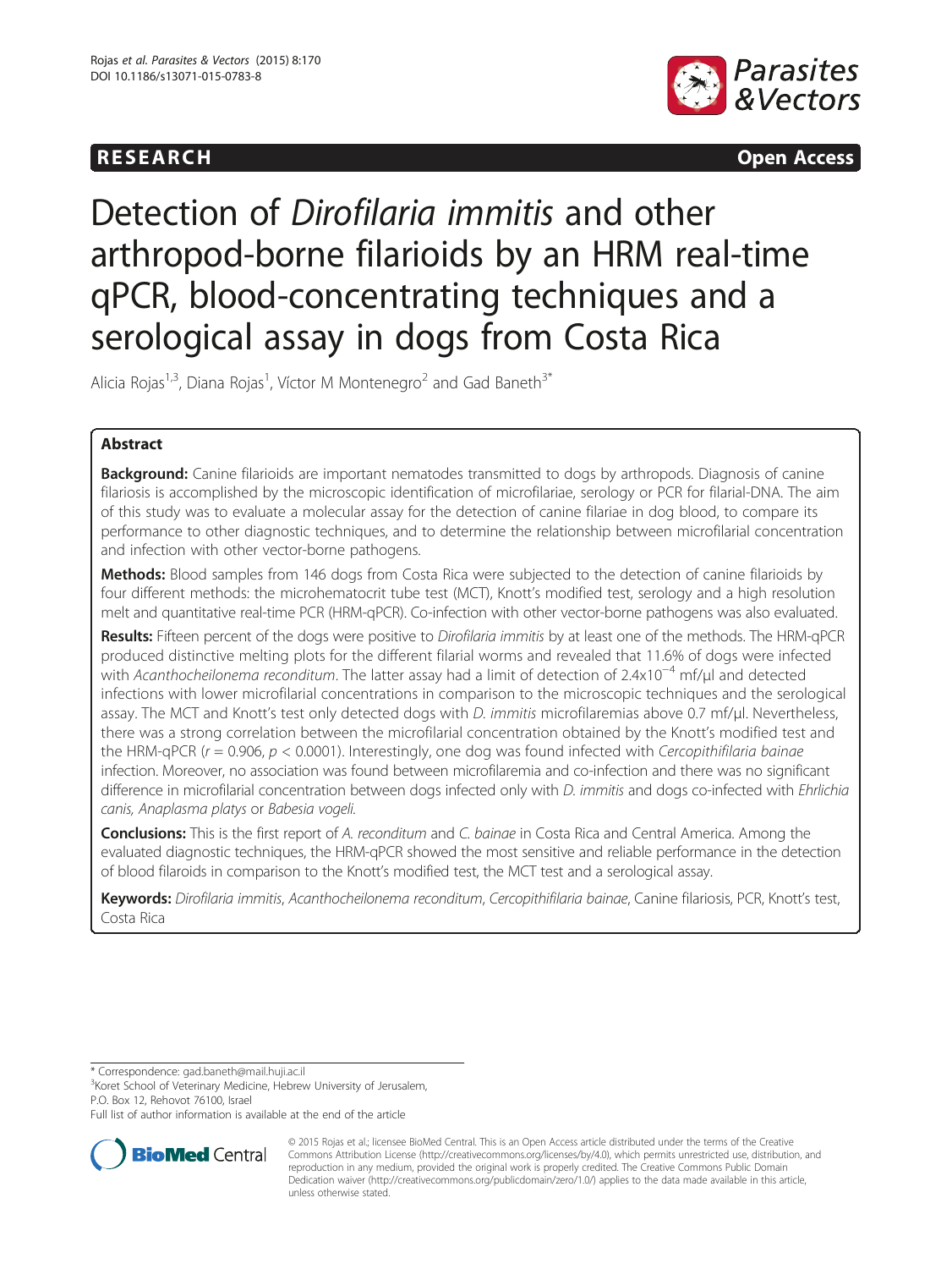RESEARCH Open Access

# Detection of *Dirofilaria immitis* and other arthropod-borne filarioids by an HRM real-time qPCR, blood-concentrating techniques and a serological assay in dogs from Costa Rica

Alicia Rojas[1,3], Diana Rojas[1], Víctor M Montenegro[2] and Gad Baneth[3*]

## Abstract

**Background:** Canine filarioids are important nematodes transmitted to dogs by arthropods. Diagnosis of canine filariosis is accomplished by the microscopic identification of microfilariae, serology or PCR for filarial-DNA. The aim of this study was to evaluate a molecular assay for the detection of canine filariae in dog blood, to compare its performance to other diagnostic techniques, and to determine the relationship between microfilarial concentration and infection with other vector-borne pathogens.

**Methods:** Blood samples from 146 dogs from Costa Rica were subjected to the detection of canine filarioids by four different methods: the microhematocrit tube test (MCT), Knott's modified test, serology and a high resolution melt and quantitative real-time PCR (HRM-qPCR). Co-infection with other vector-borne pathogens was also evaluated.

**Results:** Fifteen percent of the dogs were positive to *Dirofilaria immitis* by at least one of the methods. The HRM-qPCR produced distinctive melting plots for the different filarial worms and revealed that 11.6% of dogs were infected with *Acanthocheilonema reconditum*. The latter assay had a limit of detection of $2.4 \times 10^{-4}$ mf/µl and detected infections with lower microfilarial concentrations in comparison to the microscopic techniques and the serological assay. The MCT and Knott's test only detected dogs with *D. immitis* microfilaremias above 0.7 mf/µl. Nevertheless, there was a strong correlation between the microfilarial concentration obtained by the Knott's modified test and the HRM-qPCR ($r = 0.906$, $p < 0.0001$). Interestingly, one dog was found infected with *Cercopithifilaria bainae* infection. Moreover, no association was found between microfilaremia and co-infection and there was no significant difference in microfilarial concentration between dogs infected only with *D. immitis* and dogs co-infected with *Ehrlichia canis, Anaplasma platys* or *Babesia vogeli.*

**Conclusions:** This is the first report of *A. reconditum* and *C. bainae* in Costa Rica and Central America. Among the evaluated diagnostic techniques, the HRM-qPCR showed the most sensitive and reliable performance in the detection of blood filaroids in comparison to the Knott's modified test, the MCT test and a serological assay.

**Keywords:** *Dirofilaria immitis*, *Acanthocheilonema reconditum*, *Cercopithifilaria bainae*, Canine filariosis, PCR, Knott's test, Costa Rica

\* Correspondence: gad.baneth@mail.huji.ac.il
[3]Koret School of Veterinary Medicine, Hebrew University of Jerusalem, P.O. Box 12, Rehovot 76100, Israel
Full list of author information is available at the end of the article

© 2015 Rojas et al.; licensee BioMed Central. This is an Open Access article distributed under the terms of the Creative Commons Attribution License (http://creativecommons.org/licenses/by/4.0), which permits unrestricted use, distribution, and reproduction in any medium, provided the original work is properly credited. The Creative Commons Public Domain Dedication waiver (http://creativecommons.org/publicdomain/zero/1.0/) applies to the data made available in this article, unless otherwise stated.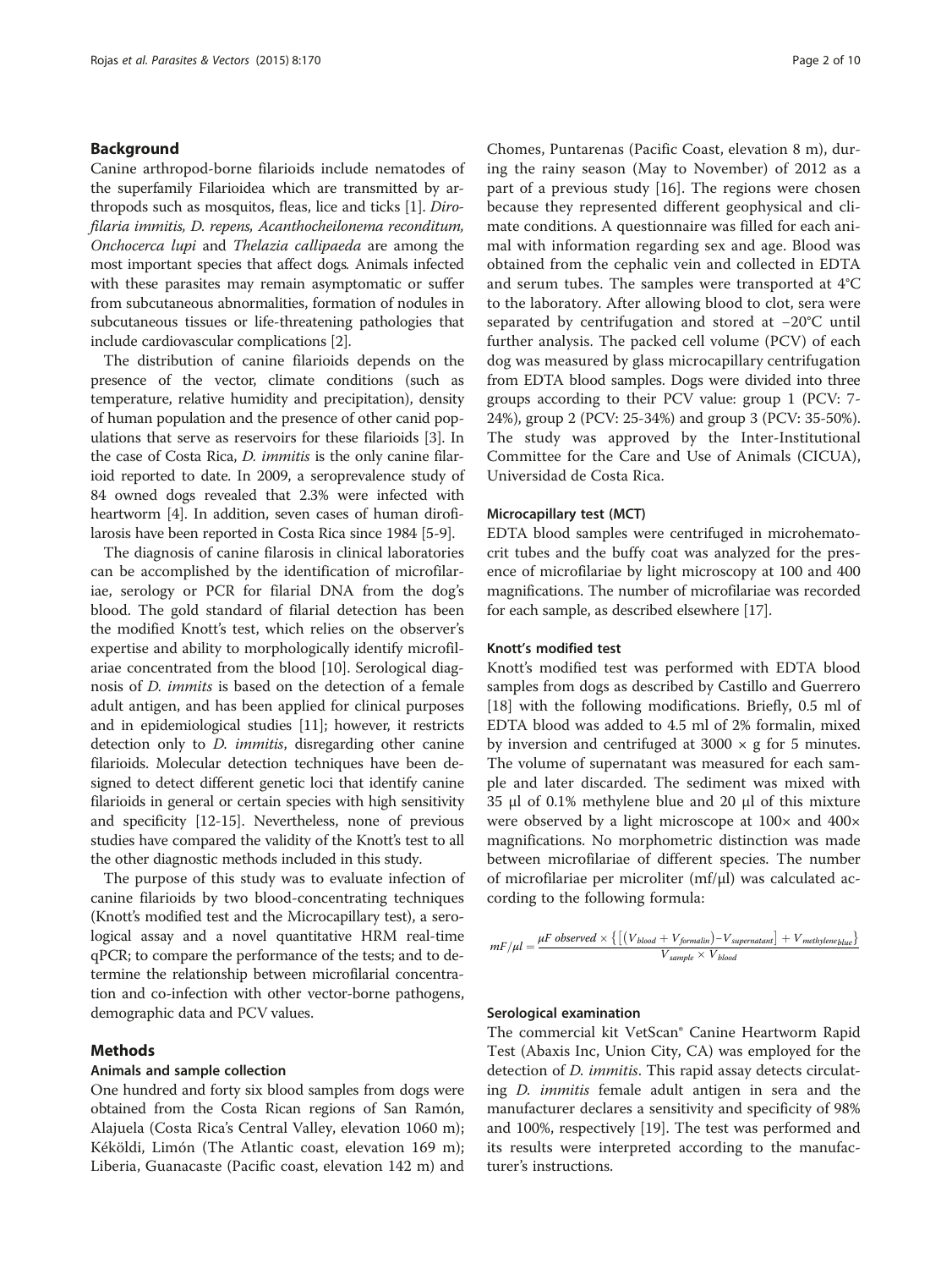## Background

Canine arthropod-borne filarioids include nematodes of the superfamily Filarioidea which are transmitted by arthropods such as mosquitos, fleas, lice and ticks [1]. *Dirofilaria immitis, D. repens, Acanthocheilonema reconditum, Onchocerca lupi* and *Thelazia callipaeda* are among the most important species that affect dogs. Animals infected with these parasites may remain asymptomatic or suffer from subcutaneous abnormalities, formation of nodules in subcutaneous tissues or life-threatening pathologies that include cardiovascular complications [2].

The distribution of canine filarioids depends on the presence of the vector, climate conditions (such as temperature, relative humidity and precipitation), density of human population and the presence of other canid populations that serve as reservoirs for these filarioids [3]. In the case of Costa Rica, *D. immitis* is the only canine filarioid reported to date. In 2009, a seroprevalence study of 84 owned dogs revealed that 2.3% were infected with heartworm [4]. In addition, seven cases of human dirofilarosis have been reported in Costa Rica since 1984 [5-9].

The diagnosis of canine filarosis in clinical laboratories can be accomplished by the identification of microfilariae, serology or PCR for filarial DNA from the dog's blood. The gold standard of filarial detection has been the modified Knott's test, which relies on the observer's expertise and ability to morphologically identify microfilariae concentrated from the blood [10]. Serological diagnosis of *D. immits* is based on the detection of a female adult antigen, and has been applied for clinical purposes and in epidemiological studies [11]; however, it restricts detection only to *D. immitis*, disregarding other canine filarioids. Molecular detection techniques have been designed to detect different genetic loci that identify canine filarioids in general or certain species with high sensitivity and specificity [12-15]. Nevertheless, none of previous studies have compared the validity of the Knott's test to all the other diagnostic methods included in this study.

The purpose of this study was to evaluate infection of canine filarioids by two blood-concentrating techniques (Knott's modified test and the Microcapillary test), a serological assay and a novel quantitative HRM real-time qPCR; to compare the performance of the tests; and to determine the relationship between microfilarial concentration and co-infection with other vector-borne pathogens, demographic data and PCV values.

## Methods

### Animals and sample collection

One hundred and forty six blood samples from dogs were obtained from the Costa Rican regions of San Ramón, Alajuela (Costa Rica's Central Valley, elevation 1060 m); Kéköldi, Limón (The Atlantic coast, elevation 169 m); Liberia, Guanacaste (Pacific coast, elevation 142 m) and Chomes, Puntarenas (Pacific Coast, elevation 8 m), during the rainy season (May to November) of 2012 as a part of a previous study [16]. The regions were chosen because they represented different geophysical and climate conditions. A questionnaire was filled for each animal with information regarding sex and age. Blood was obtained from the cephalic vein and collected in EDTA and serum tubes. The samples were transported at 4°C to the laboratory. After allowing blood to clot, sera were separated by centrifugation and stored at −20°C until further analysis. The packed cell volume (PCV) of each dog was measured by glass microcapillary centrifugation from EDTA blood samples. Dogs were divided into three groups according to their PCV value: group 1 (PCV: 7-24%), group 2 (PCV: 25-34%) and group 3 (PCV: 35-50%). The study was approved by the Inter-Institutional Committee for the Care and Use of Animals (CICUA), Universidad de Costa Rica.

### Microcapillary test (MCT)

EDTA blood samples were centrifuged in microhematocrit tubes and the buffy coat was analyzed for the presence of microfilariae by light microscopy at 100 and 400 magnifications. The number of microfilariae was recorded for each sample, as described elsewhere [17].

### Knott's modified test

Knott's modified test was performed with EDTA blood samples from dogs as described by Castillo and Guerrero [18] with the following modifications. Briefly, 0.5 ml of EDTA blood was added to 4.5 ml of 2% formalin, mixed by inversion and centrifuged at 3000 × g for 5 minutes. The volume of supernatant was measured for each sample and later discarded. The sediment was mixed with 35 μl of 0.1% methylene blue and 20 μl of this mixture were observed by a light microscope at 100× and 400× magnifications. No morphometric distinction was made between microfilariae of different species. The number of microfilariae per microliter (mf/μl) was calculated according to the following formula:

$$mF/\mu l = \frac{\mu F\ observed \times \left\{\left[\left(V_{blood} + V_{formalin}\right) - V_{supernatant}\right] + V_{methylene_{blue}}\right\}}{V_{sample} \times V_{blood}}$$

### Serological examination

The commercial kit VetScan® Canine Heartworm Rapid Test (Abaxis Inc, Union City, CA) was employed for the detection of *D. immitis*. This rapid assay detects circulating *D. immitis* female adult antigen in sera and the manufacturer declares a sensitivity and specificity of 98% and 100%, respectively [19]. The test was performed and its results were interpreted according to the manufacturer's instructions.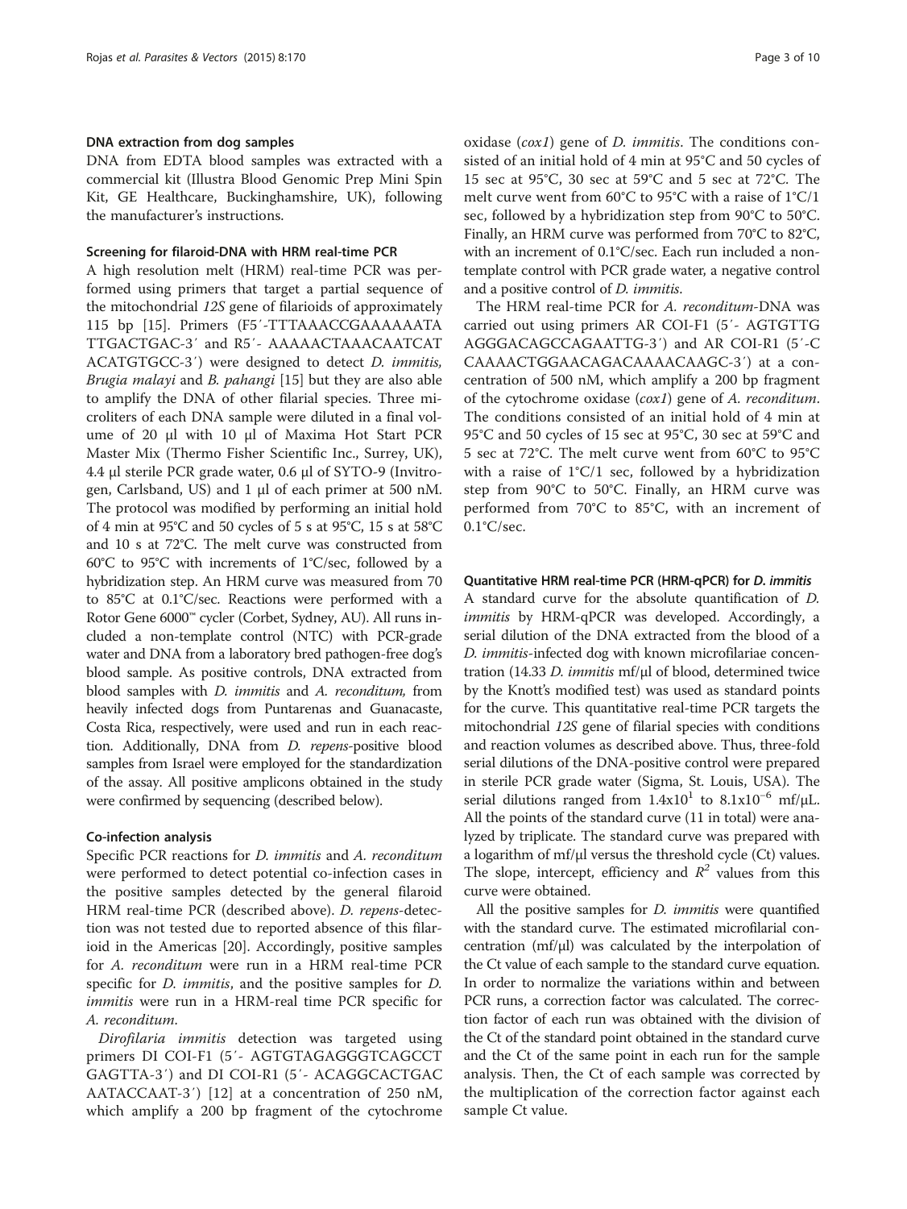### DNA extraction from dog samples

DNA from EDTA blood samples was extracted with a commercial kit (Illustra Blood Genomic Prep Mini Spin Kit, GE Healthcare, Buckinghamshire, UK), following the manufacturer's instructions.

### Screening for filaroid-DNA with HRM real-time PCR

A high resolution melt (HRM) real-time PCR was performed using primers that target a partial sequence of the mitochondrial *12S* gene of filarioids of approximately 115 bp [15]. Primers (F5′-TTTAAACCGAAAAAATA TTGACTGAC-3′ and R5′- AAAAACTAAACAATCAT ACATGTGCC-3′) were designed to detect *D. immitis*, *Brugia malayi* and *B. pahangi* [15] but they are also able to amplify the DNA of other filarial species. Three microliters of each DNA sample were diluted in a final volume of 20 μl with 10 μl of Maxima Hot Start PCR Master Mix (Thermo Fisher Scientific Inc., Surrey, UK), 4.4 μl sterile PCR grade water, 0.6 μl of SYTO-9 (Invitrogen, Carlsband, US) and 1 μl of each primer at 500 nM. The protocol was modified by performing an initial hold of 4 min at 95°C and 50 cycles of 5 s at 95°C, 15 s at 58°C and 10 s at 72°C. The melt curve was constructed from 60°C to 95°C with increments of 1°C/sec, followed by a hybridization step. An HRM curve was measured from 70 to 85°C at 0.1°C/sec. Reactions were performed with a Rotor Gene 6000™ cycler (Corbet, Sydney, AU). All runs included a non-template control (NTC) with PCR-grade water and DNA from a laboratory bred pathogen-free dog's blood sample. As positive controls, DNA extracted from blood samples with *D. immitis* and *A. reconditum*, from heavily infected dogs from Puntarenas and Guanacaste, Costa Rica, respectively, were used and run in each reaction. Additionally, DNA from *D. repens*-positive blood samples from Israel were employed for the standardization of the assay. All positive amplicons obtained in the study were confirmed by sequencing (described below).

### Co-infection analysis

Specific PCR reactions for *D. immitis* and *A. reconditum* were performed to detect potential co-infection cases in the positive samples detected by the general filaroid HRM real-time PCR (described above). *D. repens*-detection was not tested due to reported absence of this filarioid in the Americas [20]. Accordingly, positive samples for *A. reconditum* were run in a HRM real-time PCR specific for *D. immitis*, and the positive samples for *D. immitis* were run in a HRM-real time PCR specific for *A. reconditum*.

*Dirofilaria immitis* detection was targeted using primers DI COI-F1 (5′- AGTGTAGAGGGTCAGCCT GAGTTA-3′) and DI COI-R1 (5′- ACAGGCACTGAC AATACCAAT-3′) [12] at a concentration of 250 nM, which amplify a 200 bp fragment of the cytochrome oxidase (*cox1*) gene of *D. immitis*. The conditions consisted of an initial hold of 4 min at 95°C and 50 cycles of 15 sec at 95°C, 30 sec at 59°C and 5 sec at 72°C. The melt curve went from 60°C to 95°C with a raise of 1°C/1 sec, followed by a hybridization step from 90°C to 50°C. Finally, an HRM curve was performed from 70°C to 82°C, with an increment of 0.1°C/sec. Each run included a non-template control with PCR grade water, a negative control and a positive control of *D. immitis*.

The HRM real-time PCR for *A. reconditum*-DNA was carried out using primers AR COI-F1 (5′- AGTGTTG AGGGACAGCCAGAATTG-3′) and AR COI-R1 (5′-C CAAAACTGGAACAGACAAAACAAGC-3′) at a concentration of 500 nM, which amplify a 200 bp fragment of the cytochrome oxidase (*cox1*) gene of *A. reconditum*. The conditions consisted of an initial hold of 4 min at 95°C and 50 cycles of 15 sec at 95°C, 30 sec at 59°C and 5 sec at 72°C. The melt curve went from 60°C to 95°C with a raise of 1°C/1 sec, followed by a hybridization step from 90°C to 50°C. Finally, an HRM curve was performed from 70°C to 85°C, with an increment of 0.1°C/sec.

### Quantitative HRM real-time PCR (HRM-qPCR) for *D. immitis*

A standard curve for the absolute quantification of *D. immitis* by HRM-qPCR was developed. Accordingly, a serial dilution of the DNA extracted from the blood of a *D. immitis*-infected dog with known microfilariae concentration (14.33 *D. immitis* mf/μl of blood, determined twice by the Knott's modified test) was used as standard points for the curve. This quantitative real-time PCR targets the mitochondrial *12S* gene of filarial species with conditions and reaction volumes as described above. Thus, three-fold serial dilutions of the DNA-positive control were prepared in sterile PCR grade water (Sigma, St. Louis, USA). The serial dilutions ranged from $1.4x10^1$ to $8.1x10^{-6}$ mf/μL. All the points of the standard curve (11 in total) were analyzed by triplicate. The standard curve was prepared with a logarithm of mf/μl versus the threshold cycle (Ct) values. The slope, intercept, efficiency and $R^2$ values from this curve were obtained.

All the positive samples for *D. immitis* were quantified with the standard curve. The estimated microfilarial concentration (mf/μl) was calculated by the interpolation of the Ct value of each sample to the standard curve equation. In order to normalize the variations within and between PCR runs, a correction factor was calculated. The correction factor of each run was obtained with the division of the Ct of the standard point obtained in the standard curve and the Ct of the same point in each run for the sample analysis. Then, the Ct of each sample was corrected by the multiplication of the correction factor against each sample Ct value.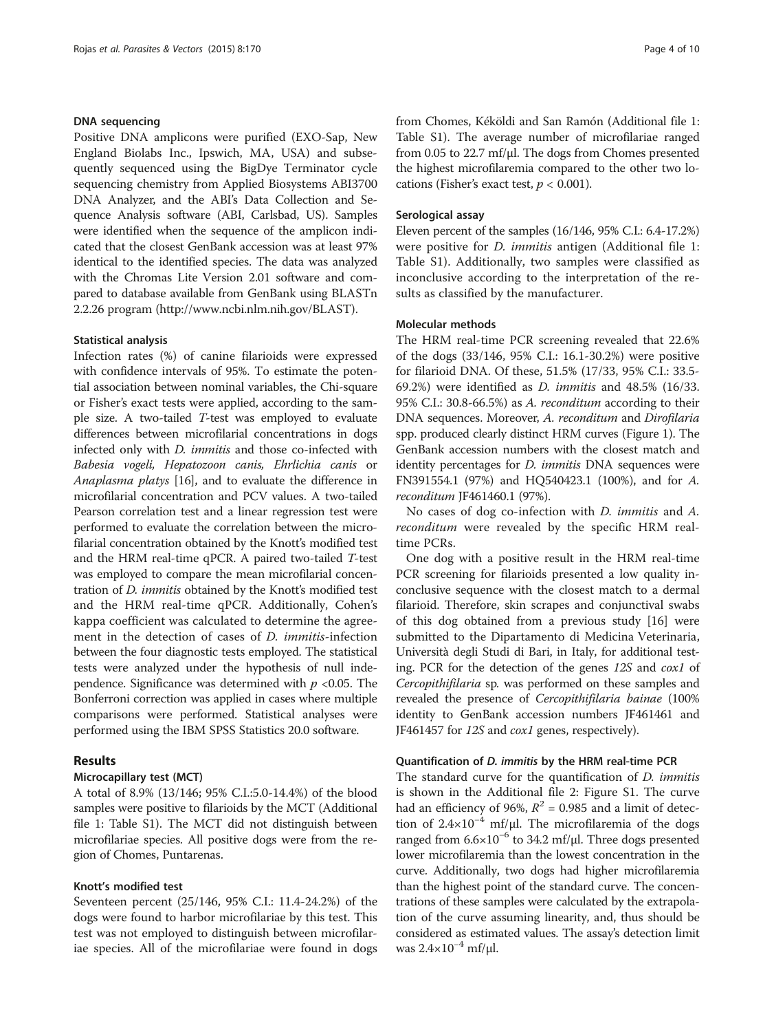### DNA sequencing

Positive DNA amplicons were purified (EXO-Sap, New England Biolabs Inc., Ipswich, MA, USA) and subsequently sequenced using the BigDye Terminator cycle sequencing chemistry from Applied Biosystems ABI3700 DNA Analyzer, and the ABI's Data Collection and Sequence Analysis software (ABI, Carlsbad, US). Samples were identified when the sequence of the amplicon indicated that the closest GenBank accession was at least 97% identical to the identified species. The data was analyzed with the Chromas Lite Version 2.01 software and compared to database available from GenBank using BLASTn 2.2.26 program (http://www.ncbi.nlm.nih.gov/BLAST).

### Statistical analysis

Infection rates (%) of canine filarioids were expressed with confidence intervals of 95%. To estimate the potential association between nominal variables, the Chi-square or Fisher's exact tests were applied, according to the sample size. A two-tailed *T*-test was employed to evaluate differences between microfilarial concentrations in dogs infected only with *D. immitis* and those co-infected with *Babesia vogeli, Hepatozoon canis, Ehrlichia canis* or *Anaplasma platys* [16], and to evaluate the difference in microfilarial concentration and PCV values. A two-tailed Pearson correlation test and a linear regression test were performed to evaluate the correlation between the microfilarial concentration obtained by the Knott's modified test and the HRM real-time qPCR. A paired two-tailed *T*-test was employed to compare the mean microfilarial concentration of *D. immitis* obtained by the Knott's modified test and the HRM real-time qPCR. Additionally, Cohen's kappa coefficient was calculated to determine the agreement in the detection of cases of *D. immitis*-infection between the four diagnostic tests employed. The statistical tests were analyzed under the hypothesis of null independence. Significance was determined with $p$ <0.05. The Bonferroni correction was applied in cases where multiple comparisons were performed. Statistical analyses were performed using the IBM SPSS Statistics 20.0 software.

## Results

### Microcapillary test (MCT)

A total of 8.9% (13/146; 95% C.I.:5.0-14.4%) of the blood samples were positive to filarioids by the MCT (Additional file 1: Table S1). The MCT did not distinguish between microfilariae species. All positive dogs were from the region of Chomes, Puntarenas.

### Knott's modified test

Seventeen percent (25/146, 95% C.I.: 11.4-24.2%) of the dogs were found to harbor microfilariae by this test. This test was not employed to distinguish between microfilariae species. All of the microfilariae were found in dogs from Chomes, Kéköldi and San Ramón (Additional file 1: Table S1). The average number of microfilariae ranged from 0.05 to 22.7 mf/μl. The dogs from Chomes presented the highest microfilaremia compared to the other two locations (Fisher's exact test, $p$ < 0.001).

### Serological assay

Eleven percent of the samples (16/146, 95% C.I.: 6.4-17.2%) were positive for *D. immitis* antigen (Additional file 1: Table S1). Additionally, two samples were classified as inconclusive according to the interpretation of the results as classified by the manufacturer.

### Molecular methods

The HRM real-time PCR screening revealed that 22.6% of the dogs (33/146, 95% C.I.: 16.1-30.2%) were positive for filarioid DNA. Of these, 51.5% (17/33, 95% C.I.: 33.5-69.2%) were identified as *D. immitis* and 48.5% (16/33. 95% C.I.: 30.8-66.5%) as *A. reconditum* according to their DNA sequences. Moreover, *A. reconditum* and *Dirofilaria* spp. produced clearly distinct HRM curves (Figure 1). The GenBank accession numbers with the closest match and identity percentages for *D. immitis* DNA sequences were FN391554.1 (97%) and HQ540423.1 (100%), and for *A. reconditum* JF461460.1 (97%).

No cases of dog co-infection with *D. immitis* and *A. reconditum* were revealed by the specific HRM real-time PCRs.

One dog with a positive result in the HRM real-time PCR screening for filarioids presented a low quality inconclusive sequence with the closest match to a dermal filarioid. Therefore, skin scrapes and conjunctival swabs of this dog obtained from a previous study [16] were submitted to the Dipartamento di Medicina Veterinaria, Università degli Studi di Bari, in Italy, for additional testing. PCR for the detection of the genes *12S* and *cox1* of *Cercopithifilaria* sp. was performed on these samples and revealed the presence of *Cercopithifilaria bainae* (100% identity to GenBank accession numbers JF461461 and JF461457 for *12S* and *cox1* genes, respectively).

### Quantification of *D. immitis* by the HRM real-time PCR

The standard curve for the quantification of *D. immitis* is shown in the Additional file 2: Figure S1. The curve had an efficiency of 96%, $R^2$ = 0.985 and a limit of detection of $2.4{\times}10^{-4}$ mf/μl. The microfilaremia of the dogs ranged from $6.6{\times}10^{-6}$ to 34.2 mf/μl. Three dogs presented lower microfilaremia than the lowest concentration in the curve. Additionally, two dogs had higher microfilaremia than the highest point of the standard curve. The concentrations of these samples were calculated by the extrapolation of the curve assuming linearity, and, thus should be considered as estimated values. The assay's detection limit was $2.4{\times}10^{-4}$ mf/μl.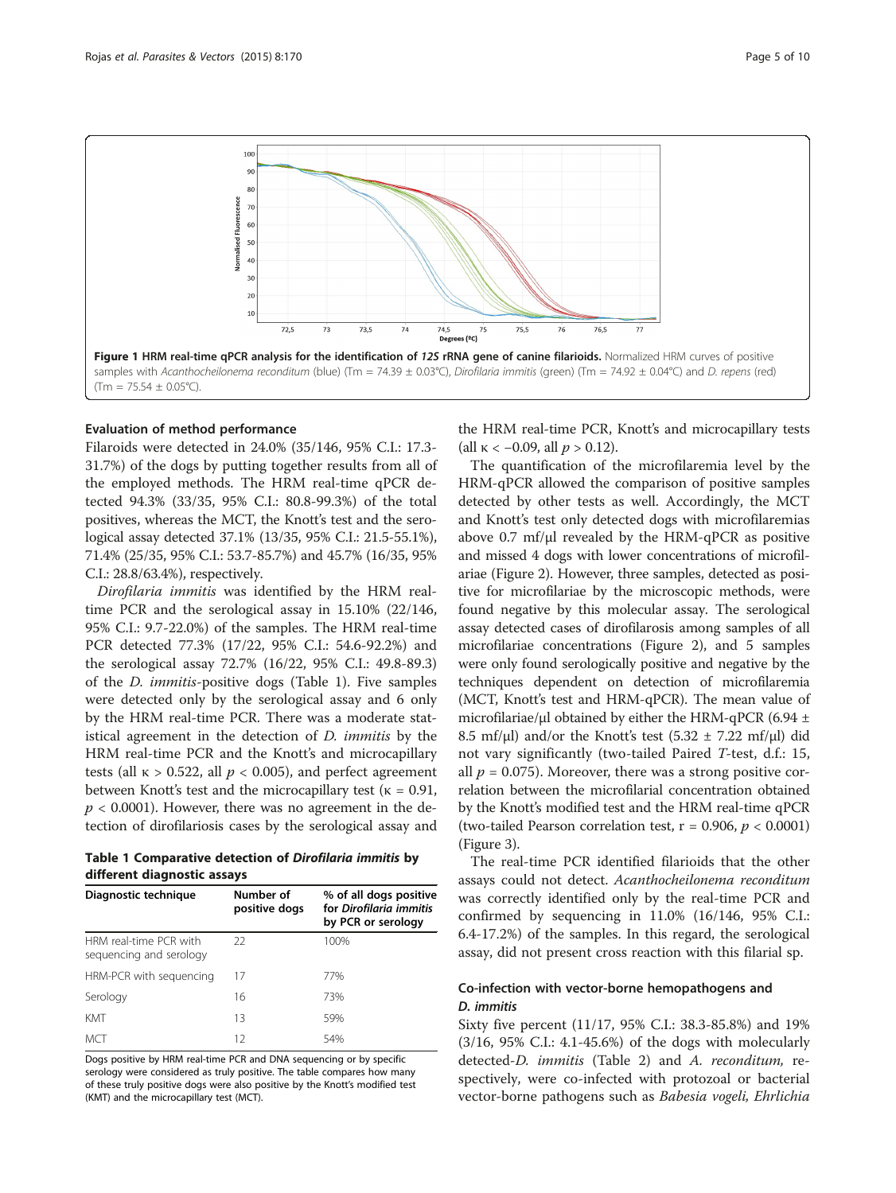100
90
80
70
60
50
40
30
20
10
Normalised Fluorescence
72,5
73
73,5
74
74,5
75
75,5
76
76,5
77
Degrees (ºC)

**Figure 1 HRM real-time qPCR analysis for the identification of *12S* rRNA gene of canine filarioids.** Normalized HRM curves of positive samples with *Acanthocheilonema reconditum* (blue) (Tm = 74.39 ± 0.03°C), *Dirofilaria immitis* (green) (Tm = 74.92 ± 0.04°C) and *D. repens* (red) (Tm = 75.54 ± 0.05°C).

### Evaluation of method performance

Filaroids were detected in 24.0% (35/146, 95% C.I.: 17.3-31.7%) of the dogs by putting together results from all of the employed methods. The HRM real-time qPCR detected 94.3% (33/35, 95% C.I.: 80.8-99.3%) of the total positives, whereas the MCT, the Knott's test and the serological assay detected 37.1% (13/35, 95% C.I.: 21.5-55.1%), 71.4% (25/35, 95% C.I.: 53.7-85.7%) and 45.7% (16/35, 95% C.I.: 28.8/63.4%), respectively.

*Dirofilaria immitis* was identified by the HRM real-time PCR and the serological assay in 15.10% (22/146, 95% C.I.: 9.7-22.0%) of the samples. The HRM real-time PCR detected 77.3% (17/22, 95% C.I.: 54.6-92.2%) and the serological assay 72.7% (16/22, 95% C.I.: 49.8-89.3) of the *D. immitis*-positive dogs (Table 1). Five samples were detected only by the serological assay and 6 only by the HRM real-time PCR. There was a moderate statistical agreement in the detection of *D. immitis* by the HRM real-time PCR and the Knott's and microcapillary tests (all $\kappa > 0.522$, all $p < 0.005$), and perfect agreement between Knott's test and the microcapillary test ($\kappa = 0.91$, $p < 0.0001$). However, there was no agreement in the detection of dirofilariosis cases by the serological assay and the HRM real-time PCR, Knott's and microcapillary tests (all $\kappa < -0.09$, all $p > 0.12$).

**Table 1 Comparative detection of *Dirofilaria immitis* by different diagnostic assays**

| Diagnostic technique | Number of positive dogs | % of all dogs positive for *Dirofilaria immitis* by PCR or serology |
|---|---|---|
| HRM real-time PCR with sequencing and serology | 22 | 100% |
| HRM-PCR with sequencing | 17 | 77% |
| Serology | 16 | 73% |
| KMT | 13 | 59% |
| MCT | 12 | 54% |

Dogs positive by HRM real-time PCR and DNA sequencing or by specific serology were considered as truly positive. The table compares how many of these truly positive dogs were also positive by the Knott's modified test (KMT) and the microcapillary test (MCT).

The quantification of the microfilaremia level by the HRM-qPCR allowed the comparison of positive samples detected by other tests as well. Accordingly, the MCT and Knott's test only detected dogs with microfilaremias above 0.7 mf/μl revealed by the HRM-qPCR as positive and missed 4 dogs with lower concentrations of microfilariae (Figure 2). However, three samples, detected as positive for microfilariae by the microscopic methods, were found negative by this molecular assay. The serological assay detected cases of dirofilarosis among samples of all microfilariae concentrations (Figure 2), and 5 samples were only found serologically positive and negative by the techniques dependent on detection of microfilaremia (MCT, Knott's test and HRM-qPCR). The mean value of microfilariae/μl obtained by either the HRM-qPCR (6.94 ± 8.5 mf/μl) and/or the Knott's test (5.32 ± 7.22 mf/μl) did not vary significantly (two-tailed Paired *T*-test, d.f.: 15, all $p = 0.075$). Moreover, there was a strong positive correlation between the microfilarial concentration obtained by the Knott's modified test and the HRM real-time qPCR (two-tailed Pearson correlation test, $r = 0.906$, $p < 0.0001$) (Figure 3).

The real-time PCR identified filarioids that the other assays could not detect. *Acanthocheilonema reconditum* was correctly identified only by the real-time PCR and confirmed by sequencing in 11.0% (16/146, 95% C.I.: 6.4-17.2%) of the samples. In this regard, the serological assay, did not present cross reaction with this filarial sp.

### Co-infection with vector-borne hemopathogens and *D. immitis*

Sixty five percent (11/17, 95% C.I.: 38.3-85.8%) and 19% (3/16, 95% C.I.: 4.1-45.6%) of the dogs with molecularly detected-*D. immitis* (Table 2) and *A. reconditum*, respectively, were co-infected with protozoal or bacterial vector-borne pathogens such as *Babesia vogeli, Ehrlichia*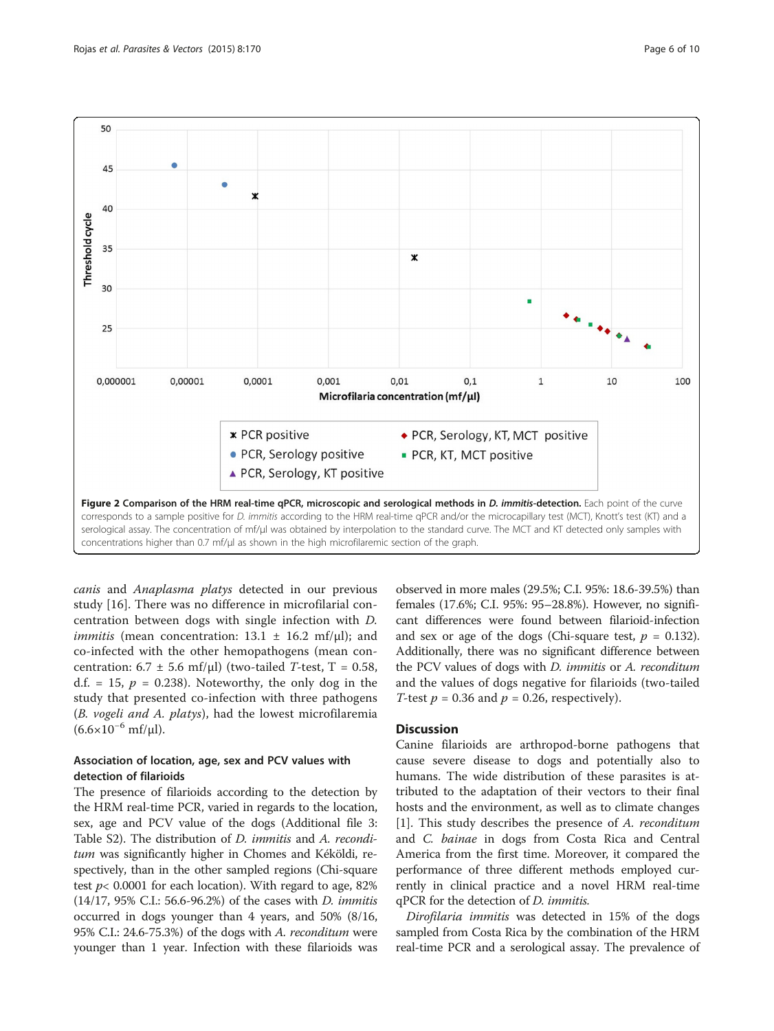50

45

40

35

30

25

Threshold cycle

0,000001 0,00001 0,0001 0,001 0,01 0,1 1 10 100

Microfilaria concentration (mf/µl)

PCR positive

PCR, Serology positive

PCR, Serology, KT positive

PCR, Serology, KT, MCT positive

PCR, KT, MCT positive

**Figure 2 Comparison of the HRM real-time qPCR, microscopic and serological methods in *D. immitis*-detection.** Each point of the curve corresponds to a sample positive for *D. immitis* according to the HRM real-time qPCR and/or the microcapillary test (MCT), Knott's test (KT) and a serological assay. The concentration of mf/µl was obtained by interpolation to the standard curve. The MCT and KT detected only samples with concentrations higher than 0.7 mf/µl as shown in the high microfilaremic section of the graph.

*canis* and *Anaplasma platys* detected in our previous study [16]. There was no difference in microfilarial concentration between dogs with single infection with *D. immitis* (mean concentration: 13.1 ± 16.2 mf/µl); and co-infected with the other hemopathogens (mean concentration: 6.7 ± 5.6 mf/µl) (two-tailed *T*-test, T = 0.58, d.f. = 15, $p$ = 0.238). Noteworthy, the only dog in the study that presented co-infection with three pathogens (*B. vogeli and A. platys*), had the lowest microfilaremia ($6.6 \times 10^{-6}$ mf/µl).

### Association of location, age, sex and PCV values with detection of filarioids

The presence of filarioids according to the detection by the HRM real-time PCR, varied in regards to the location, sex, age and PCV value of the dogs (Additional file 3: Table S2). The distribution of *D. immitis* and *A. reconditum* was significantly higher in Chomes and Kéköldi, respectively, than in the other sampled regions (Chi-square test $p < 0.0001$ for each location). With regard to age, 82% (14/17, 95% C.I.: 56.6-96.2%) of the cases with *D. immitis* occurred in dogs younger than 4 years, and 50% (8/16, 95% C.I.: 24.6-75.3%) of the dogs with *A. reconditum* were younger than 1 year. Infection with these filarioids was observed in more males (29.5%; C.I. 95%: 18.6-39.5%) than females (17.6%; C.I. 95%: 95–28.8%). However, no significant differences were found between filarioid-infection and sex or age of the dogs (Chi-square test, $p$ = 0.132). Additionally, there was no significant difference between the PCV values of dogs with *D. immitis* or *A. reconditum* and the values of dogs negative for filarioids (two-tailed *T*-test $p$ = 0.36 and $p$ = 0.26, respectively).

## Discussion

Canine filarioids are arthropod-borne pathogens that cause severe disease to dogs and potentially also to humans. The wide distribution of these parasites is attributed to the adaptation of their vectors to their final hosts and the environment, as well as to climate changes [1]. This study describes the presence of *A. reconditum* and *C. bainae* in dogs from Costa Rica and Central America from the first time. Moreover, it compared the performance of three different methods employed currently in clinical practice and a novel HRM real-time qPCR for the detection of *D. immitis.*

*Dirofilaria immitis* was detected in 15% of the dogs sampled from Costa Rica by the combination of the HRM real-time PCR and a serological assay. The prevalence of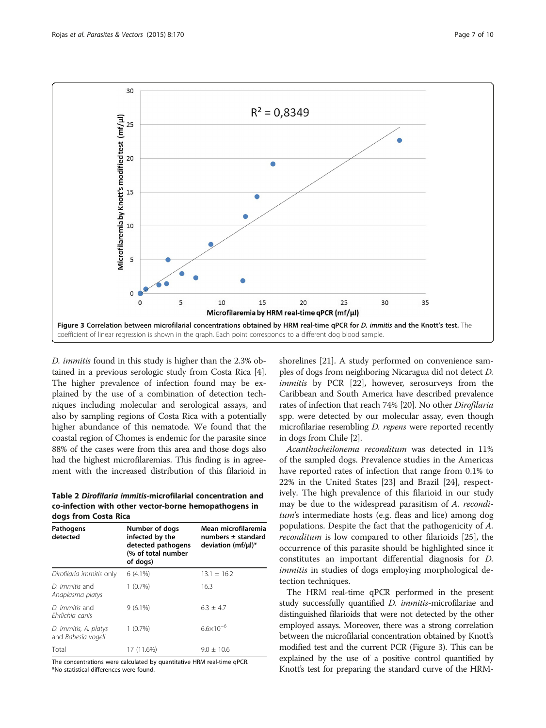R² = 0,8349

Microfilaremia by Knott's modified test (mf/µl)

Microfilaremia by HRM real-time qPCR (mf/µl)

0 5 10 15 20 25 30 35

0 5 10 15 20 25 30

**Figure 3 Correlation between microfilarial concentrations obtained by HRM real-time qPCR for *D. immitis* and the Knott's test.** The coefficient of linear regression is shown in the graph. Each point corresponds to a different dog blood sample.

*D. immitis* found in this study is higher than the 2.3% obtained in a previous serologic study from Costa Rica [4]. The higher prevalence of infection found may be explained by the use of a combination of detection techniques including molecular and serological assays, and also by sampling regions of Costa Rica with a potentially higher abundance of this nematode. We found that the coastal region of Chomes is endemic for the parasite since 88% of the cases were from this area and those dogs also had the highest microfilaremias. This finding is in agreement with the increased distribution of this filarioid in shorelines [21]. A study performed on convenience samples of dogs from neighboring Nicaragua did not detect *D. immitis* by PCR [22], however, serosurveys from the Caribbean and South America have described prevalence rates of infection that reach 74% [20]. No other *Dirofilaria* spp. were detected by our molecular assay, even though microfilariae resembling *D. repens* were reported recently in dogs from Chile [2].

**Table 2 *Dirofilaria immitis*-microfilarial concentration and co-infection with other vector-borne hemopathogens in dogs from Costa Rica**

| Pathogens detected | Number of dogs infected by the detected pathogens (% of total number of dogs) | Mean microfilaremia numbers ± standard deviation (mf/µl)* |
|---|---|---|
| *Dirofilaria immitis* only | 6 (4.1%) | 13.1 ± 16.2 |
| *D. immitis* and *Anaplasma platys* | 1 (0.7%) | 16.3 |
| *D. immitis* and *Ehrlichia canis* | 9 (6.1%) | 6.3 ± 4.7 |
| *D. immitis, A. platys* and *Babesia vogeli* | 1 (0.7%) | $6.6 \times 10^{-6}$ |
| Total | 17 (11.6%) | 9.0 ± 10.6 |

The concentrations were calculated by quantitative HRM real-time qPCR.
*No statistical differences were found.

*Acanthocheilonema reconditum* was detected in 11% of the sampled dogs. Prevalence studies in the Americas have reported rates of infection that range from 0.1% to 22% in the United States [23] and Brazil [24], respectively. The high prevalence of this filarioid in our study may be due to the widespread parasitism of *A. reconditum*'s intermediate hosts (e.g. fleas and lice) among dog populations. Despite the fact that the pathogenicity of *A. reconditum* is low compared to other filarioids [25], the occurrence of this parasite should be highlighted since it constitutes an important differential diagnosis for *D. immitis* in studies of dogs employing morphological detection techniques.

The HRM real-time qPCR performed in the present study successfully quantified *D. immitis*-microfilariae and distinguished filarioids that were not detected by the other employed assays. Moreover, there was a strong correlation between the microfilarial concentration obtained by Knott's modified test and the current PCR (Figure 3). This can be explained by the use of a positive control quantified by Knott's test for preparing the standard curve of the HRM-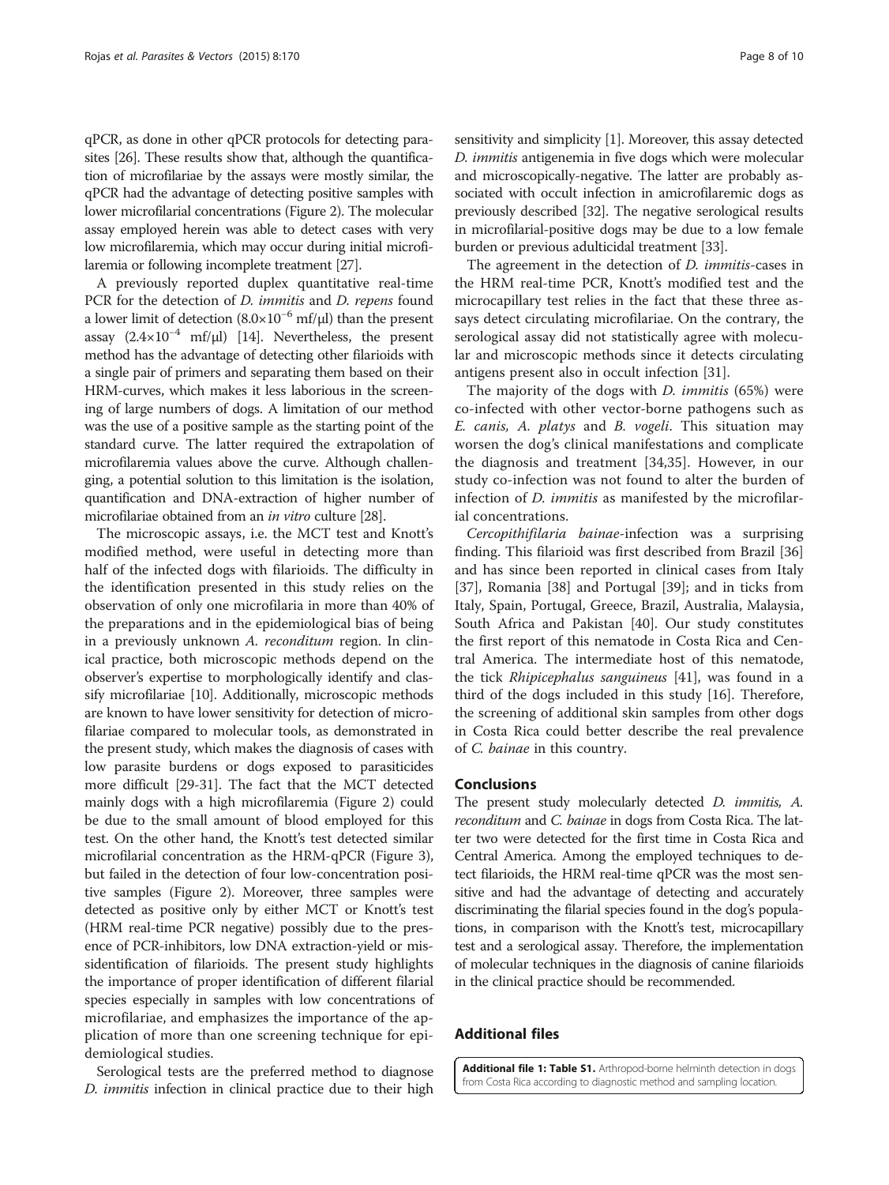qPCR, as done in other qPCR protocols for detecting parasites [26]. These results show that, although the quantification of microfilariae by the assays were mostly similar, the qPCR had the advantage of detecting positive samples with lower microfilarial concentrations (Figure 2). The molecular assay employed herein was able to detect cases with very low microfilaremia, which may occur during initial microfilaremia or following incomplete treatment [27].

A previously reported duplex quantitative real-time PCR for the detection of *D. immitis* and *D. repens* found a lower limit of detection ($8.0\times10^{-6}$ mf/μl) than the present assay ($2.4\times10^{-4}$ mf/μl) [14]. Nevertheless, the present method has the advantage of detecting other filarioids with a single pair of primers and separating them based on their HRM-curves, which makes it less laborious in the screening of large numbers of dogs. A limitation of our method was the use of a positive sample as the starting point of the standard curve. The latter required the extrapolation of microfilaremia values above the curve. Although challenging, a potential solution to this limitation is the isolation, quantification and DNA-extraction of higher number of microfilariae obtained from an *in vitro* culture [28].

The microscopic assays, i.e. the MCT test and Knott's modified method, were useful in detecting more than half of the infected dogs with filarioids. The difficulty in the identification presented in this study relies on the observation of only one microfilaria in more than 40% of the preparations and in the epidemiological bias of being in a previously unknown *A. reconditum* region. In clinical practice, both microscopic methods depend on the observer's expertise to morphologically identify and classify microfilariae [10]. Additionally, microscopic methods are known to have lower sensitivity for detection of microfilariae compared to molecular tools, as demonstrated in the present study, which makes the diagnosis of cases with low parasite burdens or dogs exposed to parasiticides more difficult [29-31]. The fact that the MCT detected mainly dogs with a high microfilaremia (Figure 2) could be due to the small amount of blood employed for this test. On the other hand, the Knott's test detected similar microfilarial concentration as the HRM-qPCR (Figure 3), but failed in the detection of four low-concentration positive samples (Figure 2). Moreover, three samples were detected as positive only by either MCT or Knott's test (HRM real-time PCR negative) possibly due to the presence of PCR-inhibitors, low DNA extraction-yield or missidentification of filarioids. The present study highlights the importance of proper identification of different filarial species especially in samples with low concentrations of microfilariae, and emphasizes the importance of the application of more than one screening technique for epidemiological studies.

Serological tests are the preferred method to diagnose *D. immitis* infection in clinical practice due to their high sensitivity and simplicity [1]. Moreover, this assay detected *D. immitis* antigenemia in five dogs which were molecular and microscopically-negative. The latter are probably associated with occult infection in amicrofilaremic dogs as previously described [32]. The negative serological results in microfilarial-positive dogs may be due to a low female burden or previous adulticidal treatment [33].

The agreement in the detection of *D. immitis*-cases in the HRM real-time PCR, Knott's modified test and the microcapillary test relies in the fact that these three assays detect circulating microfilariae. On the contrary, the serological assay did not statistically agree with molecular and microscopic methods since it detects circulating antigens present also in occult infection [31].

The majority of the dogs with *D. immitis* (65%) were co-infected with other vector-borne pathogens such as *E. canis, A. platys* and *B. vogeli*. This situation may worsen the dog's clinical manifestations and complicate the diagnosis and treatment [34,35]. However, in our study co-infection was not found to alter the burden of infection of *D. immitis* as manifested by the microfilarial concentrations.

*Cercopithifilaria bainae*-infection was a surprising finding. This filarioid was first described from Brazil [36] and has since been reported in clinical cases from Italy [37], Romania [38] and Portugal [39]; and in ticks from Italy, Spain, Portugal, Greece, Brazil, Australia, Malaysia, South Africa and Pakistan [40]. Our study constitutes the first report of this nematode in Costa Rica and Central America. The intermediate host of this nematode, the tick *Rhipicephalus sanguineus* [41], was found in a third of the dogs included in this study [16]. Therefore, the screening of additional skin samples from other dogs in Costa Rica could better describe the real prevalence of *C. bainae* in this country.

## Conclusions

The present study molecularly detected *D. immitis, A. reconditum* and *C. bainae* in dogs from Costa Rica. The latter two were detected for the first time in Costa Rica and Central America. Among the employed techniques to detect filarioids, the HRM real-time qPCR was the most sensitive and had the advantage of detecting and accurately discriminating the filarial species found in the dog's populations, in comparison with the Knott's test, microcapillary test and a serological assay. Therefore, the implementation of molecular techniques in the diagnosis of canine filarioids in the clinical practice should be recommended.

## Additional files

**Additional file 1: Table S1.** Arthropod-borne helminth detection in dogs from Costa Rica according to diagnostic method and sampling location.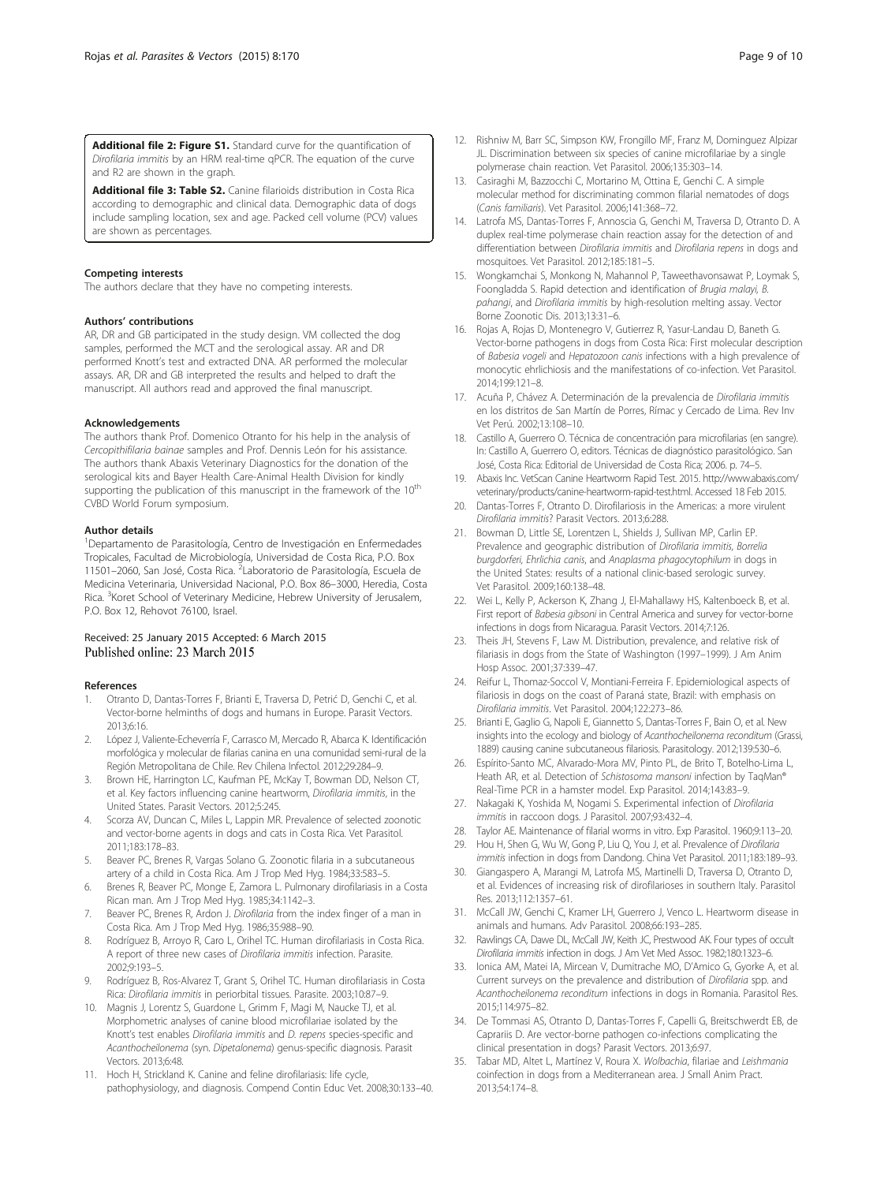**Additional file 2: Figure S1.** Standard curve for the quantification of *Dirofilaria immitis* by an HRM real-time qPCR. The equation of the curve and R2 are shown in the graph.

**Additional file 3: Table S2.** Canine filarioids distribution in Costa Rica according to demographic and clinical data. Demographic data of dogs include sampling location, sex and age. Packed cell volume (PCV) values are shown as percentages.

#### Competing interests

The authors declare that they have no competing interests.

#### Authors' contributions

AR, DR and GB participated in the study design. VM collected the dog samples, performed the MCT and the serological assay. AR and DR performed Knott's test and extracted DNA. AR performed the molecular assays. AR, DR and GB interpreted the results and helped to draft the manuscript. All authors read and approved the final manuscript.

#### Acknowledgements

The authors thank Prof. Domenico Otranto for his help in the analysis of *Cercopithifilaria bainae* samples and Prof. Dennis León for his assistance. The authors thank Abaxis Veterinary Diagnostics for the donation of the serological kits and Bayer Health Care-Animal Health Division for kindly supporting the publication of this manuscript in the framework of the 10th CVBD World Forum symposium.

#### Author details

[1]Departamento de Parasitología, Centro de Investigación en Enfermedades Tropicales, Facultad de Microbiología, Universidad de Costa Rica, P.O. Box 11501–2060, San José, Costa Rica. [2]Laboratorio de Parasitología, Escuela de Medicina Veterinaria, Universidad Nacional, P.O. Box 86–3000, Heredia, Costa Rica. [3]Koret School of Veterinary Medicine, Hebrew University of Jerusalem, P.O. Box 12, Rehovot 76100, Israel.

Received: 25 January 2015 Accepted: 6 March 2015
Published online: 23 March 2015

#### References

1. Otranto D, Dantas-Torres F, Brianti E, Traversa D, Petrić D, Genchi C, et al. Vector-borne helminths of dogs and humans in Europe. Parasit Vectors. 2013;6:16.
2. López J, Valiente-Echeverría F, Carrasco M, Mercado R, Abarca K. Identificación morfológica y molecular de filarias canina en una comunidad semi-rural de la Región Metropolitana de Chile. Rev Chilena Infectol. 2012;29:284–9.
3. Brown HE, Harrington LC, Kaufman PE, McKay T, Bowman DD, Nelson CT, et al. Key factors influencing canine heartworm, *Dirofilaria immitis*, in the United States. Parasit Vectors. 2012;5:245.
4. Scorza AV, Duncan C, Miles L, Lappin MR. Prevalence of selected zoonotic and vector-borne agents in dogs and cats in Costa Rica. Vet Parasitol. 2011;183:178–83.
5. Beaver PC, Brenes R, Vargas Solano G. Zoonotic filaria in a subcutaneous artery of a child in Costa Rica. Am J Trop Med Hyg. 1984;33:583–5.
6. Brenes R, Beaver PC, Monge E, Zamora L. Pulmonary dirofilariasis in a Costa Rican man. Am J Trop Med Hyg. 1985;34:1142–3.
7. Beaver PC, Brenes R, Ardon J. *Dirofilaria* from the index finger of a man in Costa Rica. Am J Trop Med Hyg. 1986;35:988–90.
8. Rodríguez B, Arroyo R, Caro L, Orihel TC. Human dirofilariasis in Costa Rica. A report of three new cases of *Dirofilaria immitis* infection. Parasite. 2002;9:193–5.
9. Rodríguez B, Ros-Alvarez T, Grant S, Orihel TC. Human dirofilariasis in Costa Rica: *Dirofilaria immitis* in periorbital tissues. Parasite. 2003;10:87–9.
10. Magnis J, Lorentz S, Guardone L, Grimm F, Magi M, Naucke TJ, et al. Morphometric analyses of canine blood microfilariae isolated by the Knott's test enables *Dirofilaria immitis* and *D. repens* species-specific and *Acanthocheilonema* (syn. *Dipetalonema*) genus-specific diagnosis. Parasit Vectors. 2013;6:48.
11. Hoch H, Strickland K. Canine and feline dirofilariasis: life cycle, pathophysiology, and diagnosis. Compend Contin Educ Vet. 2008;30:133–40.
12. Rishniw M, Barr SC, Simpson KW, Frongillo MF, Franz M, Dominguez Alpizar JL. Discrimination between six species of canine microfilariae by a single polymerase chain reaction. Vet Parasitol. 2006;135:303–14.
13. Casiraghi M, Bazzocchi C, Mortarino M, Ottina E, Genchi C. A simple molecular method for discriminating common filarial nematodes of dogs (*Canis familiaris*). Vet Parasitol. 2006;141:368–72.
14. Latrofa MS, Dantas-Torres F, Annoscia G, Genchi M, Traversa D, Otranto D. A duplex real-time polymerase chain reaction assay for the detection of and differentiation between *Dirofilaria immitis* and *Dirofilaria repens* in dogs and mosquitoes. Vet Parasitol. 2012;185:181–5.
15. Wongkamchai S, Monkong N, Mahannol P, Taweethavonsawat P, Loymak S, Foongladda S. Rapid detection and identification of *Brugia malayi*, *B. pahangi*, and *Dirofilaria immitis* by high-resolution melting assay. Vector Borne Zoonotic Dis. 2013;13:31–6.
16. Rojas A, Rojas D, Montenegro V, Gutierrez R, Yasur-Landau D, Baneth G. Vector-borne pathogens in dogs from Costa Rica: First molecular description of *Babesia vogeli* and *Hepatozoon canis* infections with a high prevalence of monocytic ehrlichiosis and the manifestations of co-infection. Vet Parasitol. 2014;199:121–8.
17. Acuña P, Chávez A. Determinación de la prevalencia de *Dirofilaria immitis* en los distritos de San Martín de Porres, Rímac y Cercado de Lima. Rev Inv Vet Perú. 2002;13:108–10.
18. Castillo A, Guerrero O. Técnica de concentración para microfilarias (en sangre). In: Castillo A, Guerrero O, editors. Técnicas de diagnóstico parasitológico. San José, Costa Rica: Editorial de Universidad de Costa Rica; 2006. p. 74–5.
19. Abaxis Inc. VetScan Canine Heartworm Rapid Test. 2015. http://www.abaxis.com/veterinary/products/canine-heartworm-rapid-test.html. Accessed 18 Feb 2015.
20. Dantas-Torres F, Otranto D. Dirofilariosis in the Americas: a more virulent *Dirofilaria immitis*? Parasit Vectors. 2013;6:288.
21. Bowman D, Little SE, Lorentzen L, Shields J, Sullivan MP, Carlin EP. Prevalence and geographic distribution of *Dirofilaria immitis*, *Borrelia burgdorferi*, *Ehrlichia canis*, and *Anaplasma phagocytophilum* in dogs in the United States: results of a national clinic-based serologic survey. Vet Parasitol. 2009;160:138–48.
22. Wei L, Kelly P, Ackerson K, Zhang J, El-Mahallawy HS, Kaltenboeck B, et al. First report of *Babesia gibsoni* in Central America and survey for vector-borne infections in dogs from Nicaragua. Parasit Vectors. 2014;7:126.
23. Theis JH, Stevens F, Law M. Distribution, prevalence, and relative risk of filariasis in dogs from the State of Washington (1997–1999). J Am Anim Hosp Assoc. 2001;37:339–47.
24. Reifur L, Thomaz-Soccol V, Montiani-Ferreira F. Epidemiological aspects of filariosis in dogs on the coast of Paraná state, Brazil: with emphasis on *Dirofilaria immitis*. Vet Parasitol. 2004;122:273–86.
25. Brianti E, Gaglio G, Napoli E, Giannetto S, Dantas-Torres F, Bain O, et al. New insights into the ecology and biology of *Acanthocheilonema reconditum* (Grassi, 1889) causing canine subcutaneous filariosis. Parasitology. 2012;139:530–6.
26. Espírito-Santo MC, Alvarado-Mora MV, Pinto PL, de Brito T, Botelho-Lima L, Heath AR, et al. Detection of *Schistosoma mansoni* infection by TaqMan® Real-Time PCR in a hamster model. Exp Parasitol. 2014;143:83–9.
27. Nakagaki K, Yoshida M, Nogami S. Experimental infection of *Dirofilaria immitis* in raccoon dogs. J Parasitol. 2007;93:432–4.
28. Taylor AE. Maintenance of filarial worms in vitro. Exp Parasitol. 1960;9:113–20.
29. Hou H, Shen G, Wu W, Gong P, Liu Q, You J, et al. Prevalence of *Dirofilaria immitis* infection in dogs from Dandong. China Vet Parasitol. 2011;183:189–93.
30. Giangaspero A, Marangi M, Latrofa MS, Martinelli D, Traversa D, Otranto D, et al. Evidences of increasing risk of dirofilarioses in southern Italy. Parasitol Res. 2013;112:1357–61.
31. McCall JW, Genchi C, Kramer LH, Guerrero J, Venco L. Heartworm disease in animals and humans. Adv Parasitol. 2008;66:193–285.
32. Rawlings CA, Dawe DL, McCall JW, Keith JC, Prestwood AK. Four types of occult *Dirofilaria immitis* infection in dogs. J Am Vet Med Assoc. 1982;180:1323–6.
33. Ionica AM, Matei IA, Mircean V, Dumitrache MO, D'Amico G, Gyorke A, et al. Current surveys on the prevalence and distribution of *Dirofilaria* spp. and *Acanthocheilonema reconditum* infections in dogs in Romania. Parasitol Res. 2015;114:975–82.
34. De Tommasi AS, Otranto D, Dantas-Torres F, Capelli G, Breitschwerdt EB, de Caprariis D. Are vector-borne pathogen co-infections complicating the clinical presentation in dogs? Parasit Vectors. 2013;6:97.
35. Tabar MD, Altet L, Martínez V, Roura X. *Wolbachia*, filariae and *Leishmania* coinfection in dogs from a Mediterranean area. J Small Anim Pract. 2013;54:174–8.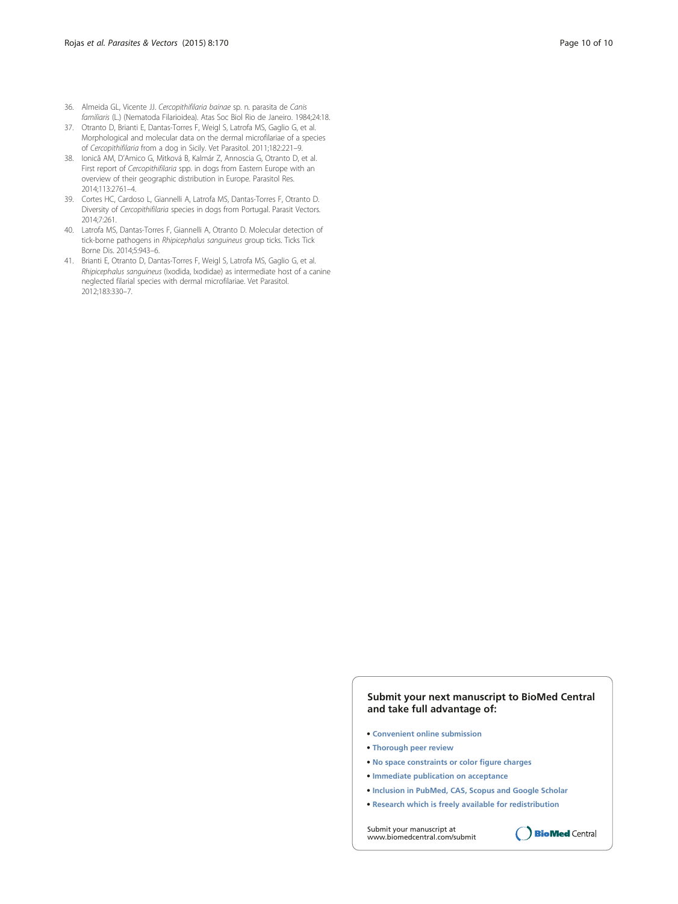36. Almeida GL, Vicente JJ. *Cercopithifilaria bainae* sp. n. parasita de *Canis familiaris* (L.) (Nematoda Filarioidea). Atas Soc Biol Rio de Janeiro. 1984;24:18.
37. Otranto D, Brianti E, Dantas-Torres F, Weigl S, Latrofa MS, Gaglio G, et al. Morphological and molecular data on the dermal microfilariae of a species of *Cercopithifilaria* from a dog in Sicily. Vet Parasitol. 2011;182:221–9.
38. Ionicǎ AM, D'Amico G, Mitková B, Kalmár Z, Annoscia G, Otranto D, et al. First report of *Cercopithifilaria* spp. in dogs from Eastern Europe with an overview of their geographic distribution in Europe. Parasitol Res. 2014;113:2761–4.
39. Cortes HC, Cardoso L, Giannelli A, Latrofa MS, Dantas-Torres F, Otranto D. Diversity of *Cercopithifilaria* species in dogs from Portugal. Parasit Vectors. 2014;7:261.
40. Latrofa MS, Dantas-Torres F, Giannelli A, Otranto D. Molecular detection of tick-borne pathogens in *Rhipicephalus sanguineus* group ticks. Ticks Tick Borne Dis. 2014;5:943–6.
41. Brianti E, Otranto D, Dantas-Torres F, Weigl S, Latrofa MS, Gaglio G, et al. *Rhipicephalus sanguineus* (Ixodida, Ixodidae) as intermediate host of a canine neglected filarial species with dermal microfilariae. Vet Parasitol. 2012;183:330–7.

**Submit your next manuscript to BioMed Central and take full advantage of:**

- **Convenient online submission**
- **Thorough peer review**
- **No space constraints or color figure charges**
- **Immediate publication on acceptance**
- **Inclusion in PubMed, CAS, Scopus and Google Scholar**
- **Research which is freely available for redistribution**

Submit your manuscript at
www.biomedcentral.com/submit

BioMed Central